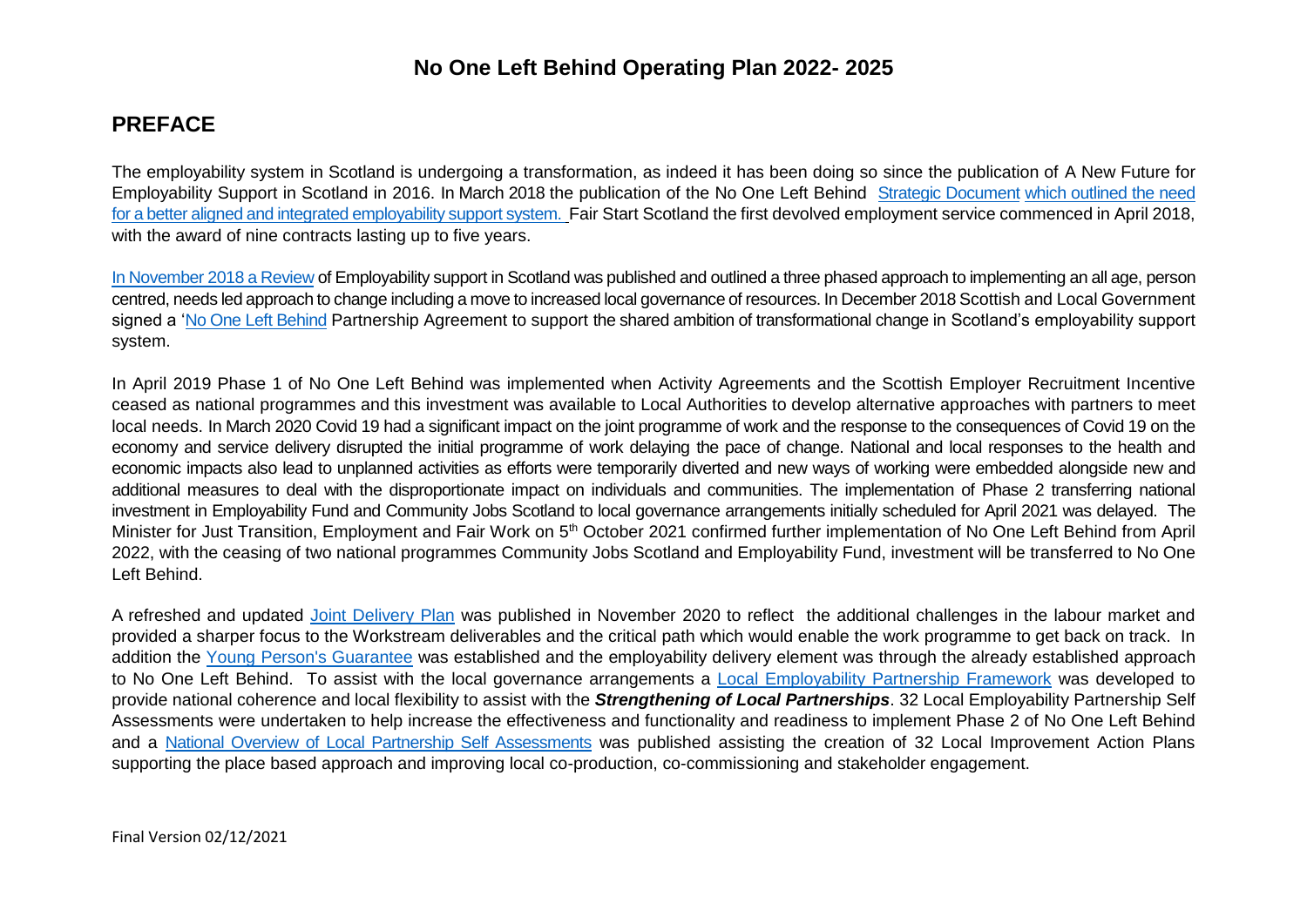# No One Left Behind Operating Plan 2022- 2025

## PREFACE

The employability system in Scotland is undergoing a transformation, as indeed it has been doing so since the publication of A New Future for Employability Support in Scotland in 2016. In March 2018 the publication of the No One Left Behind Strategic Document which outlined the need for a better aligned and integrated employability support system. Fair Start Scotland the first devolved employment service commenced in April 2018, with the award of nine contracts lasting up to five years.

In November 2018 a Review of Employability support in Scotland was published and outlined a three phased approach to implementing an all age, person centred, needs led approach to change including a move to increased local governance of resources. In December 2018 Scottish and Local Government signed a 'No One Left Behind Partnership Agreement to support the shared ambition of transformational change in Scotland's employability support system.

In April 2019 Phase 1 of No One Left Behind was implemented when Activity Agreements and the Scottish Employer Recruitment Incentive ceased as national programmes and this investment was available to Local Authorities to develop alternative approaches with partners to meet local needs. In March 2020 Covid 19 had a significant impact on the joint programme of work and the response to the consequences of Covid 19 on the economy and service delivery disrupted the initial programme of work delaying the pace of change. National and local responses to the health and economic impacts also lead to unplanned activities as efforts were temporarily diverted and new ways of working were embedded alongside new and additional measures to deal with the disproportionate impact on individuals and communities. The implementation of Phase 2 transferring national investment in Employability Fund and Community Jobs Scotland to local governance arrangements initially scheduled for April 2021 was delayed. The Minister for Just Transition, Employment and Fair Work on 5th October 2021 confirmed further implementation of No One Left Behind from April 2022, with the ceasing of two national programmes Community Jobs Scotland and Employability Fund, investment will be transferred to No One Left Behind.

A refreshed and updated Joint Delivery Plan was published in November 2020 to reflect the additional challenges in the labour market and provided a sharper focus to the Workstream deliverables and the critical path which would enable the work programme to get back on track. In addition the Young Person's Guarantee was established and the employability delivery element was through the already established approach to No One Left Behind. To assist with the local governance arrangements a Local Employability Partnership Framework was developed to provide national coherence and local flexibility to assist with the ***Strengthening of Local Partnerships***. 32 Local Employability Partnership Self Assessments were undertaken to help increase the effectiveness and functionality and readiness to implement Phase 2 of No One Left Behind and a National Overview of Local Partnership Self Assessments was published assisting the creation of 32 Local Improvement Action Plans supporting the place based approach and improving local co-production, co-commissioning and stakeholder engagement.

Final Version 02/12/2021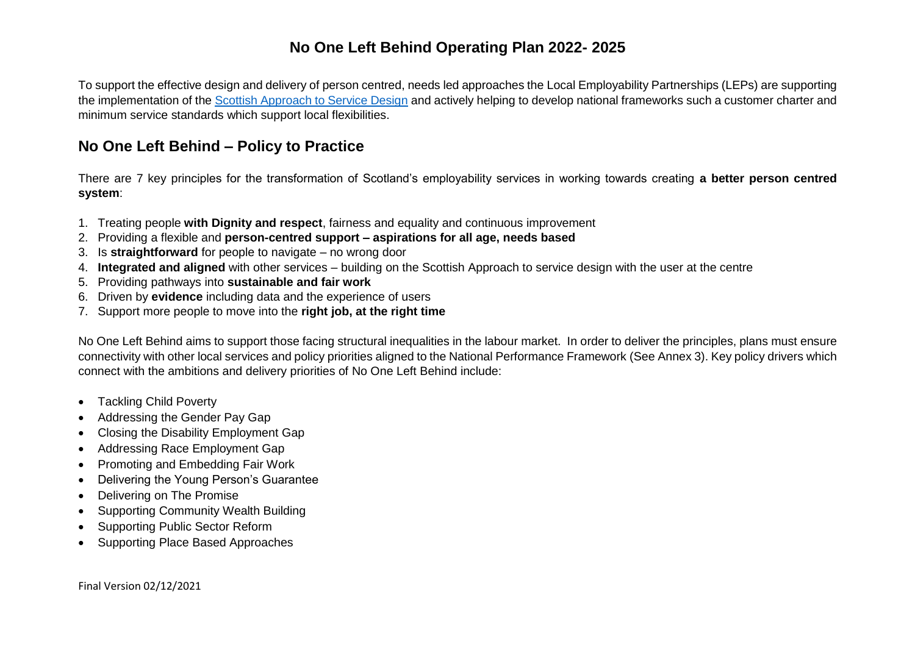# No One Left Behind Operating Plan 2022- 2025

To support the effective design and delivery of person centred, needs led approaches the Local Employability Partnerships (LEPs) are supporting the implementation of the [Scottish Approach to Service Design] and actively helping to develop national frameworks such a customer charter and minimum service standards which support local flexibilities.

## No One Left Behind – Policy to Practice

There are 7 key principles for the transformation of Scotland's employability services in working towards creating **a better person centred system**:

1. Treating people **with Dignity and respect**, fairness and equality and continuous improvement
2. Providing a flexible and **person-centred support – aspirations for all age, needs based**
3. Is **straightforward** for people to navigate – no wrong door
4. **Integrated and aligned** with other services – building on the Scottish Approach to service design with the user at the centre
5. Providing pathways into **sustainable and fair work**
6. Driven by **evidence** including data and the experience of users
7. Support more people to move into the **right job, at the right time**

No One Left Behind aims to support those facing structural inequalities in the labour market. In order to deliver the principles, plans must ensure connectivity with other local services and policy priorities aligned to the National Performance Framework (See Annex 3). Key policy drivers which connect with the ambitions and delivery priorities of No One Left Behind include:

- Tackling Child Poverty
- Addressing the Gender Pay Gap
- Closing the Disability Employment Gap
- Addressing Race Employment Gap
- Promoting and Embedding Fair Work
- Delivering the Young Person's Guarantee
- Delivering on The Promise
- Supporting Community Wealth Building
- Supporting Public Sector Reform
- Supporting Place Based Approaches

Final Version 02/12/2021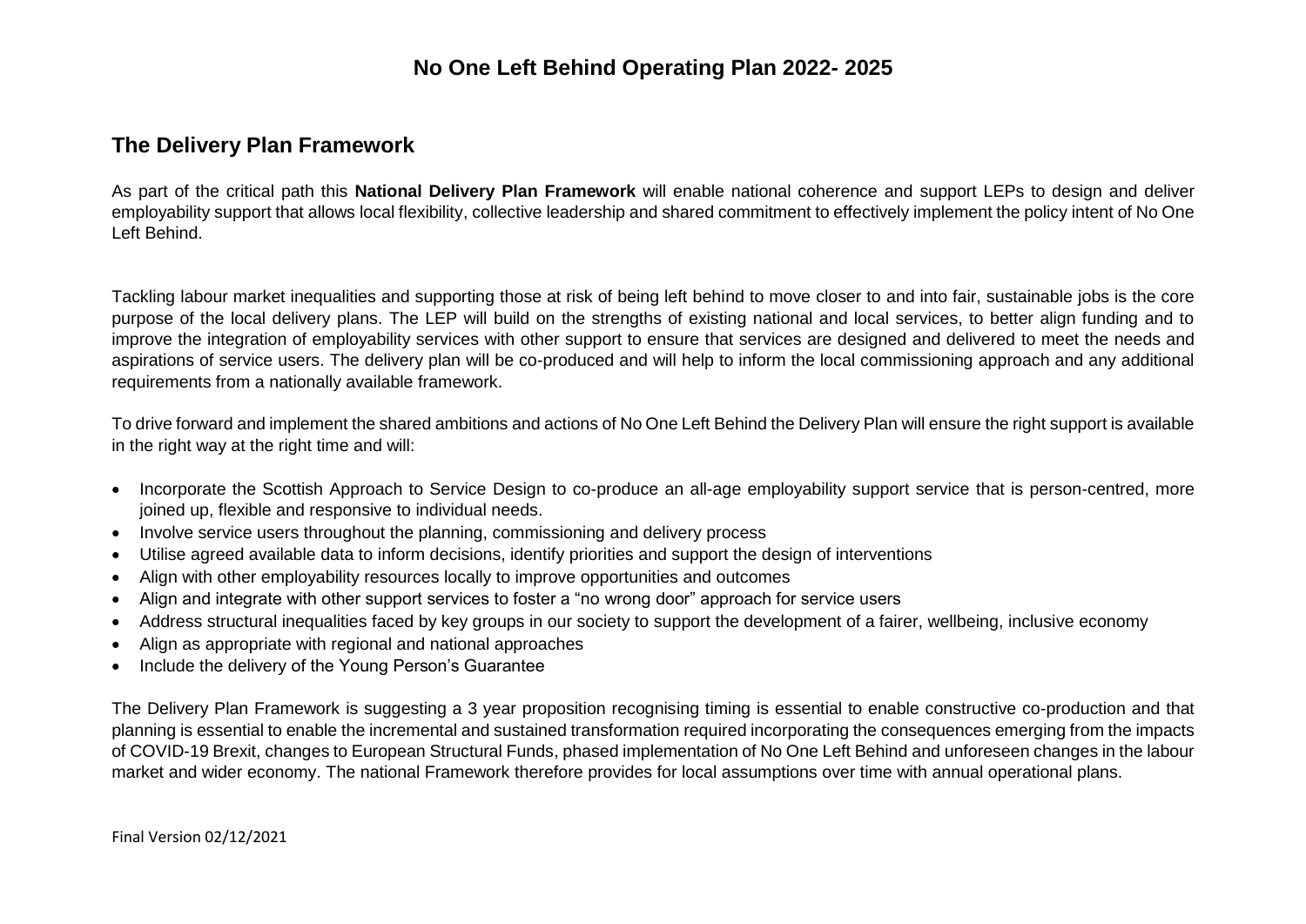# No One Left Behind Operating Plan 2022- 2025

## The Delivery Plan Framework

As part of the critical path this **National Delivery Plan Framework** will enable national coherence and support LEPs to design and deliver employability support that allows local flexibility, collective leadership and shared commitment to effectively implement the policy intent of No One Left Behind.

Tackling labour market inequalities and supporting those at risk of being left behind to move closer to and into fair, sustainable jobs is the core purpose of the local delivery plans. The LEP will build on the strengths of existing national and local services, to better align funding and to improve the integration of employability services with other support to ensure that services are designed and delivered to meet the needs and aspirations of service users. The delivery plan will be co-produced and will help to inform the local commissioning approach and any additional requirements from a nationally available framework.

To drive forward and implement the shared ambitions and actions of No One Left Behind the Delivery Plan will ensure the right support is available in the right way at the right time and will:

- Incorporate the Scottish Approach to Service Design to co-produce an all-age employability support service that is person-centred, more joined up, flexible and responsive to individual needs.
- Involve service users throughout the planning, commissioning and delivery process
- Utilise agreed available data to inform decisions, identify priorities and support the design of interventions
- Align with other employability resources locally to improve opportunities and outcomes
- Align and integrate with other support services to foster a "no wrong door" approach for service users
- Address structural inequalities faced by key groups in our society to support the development of a fairer, wellbeing, inclusive economy
- Align as appropriate with regional and national approaches
- Include the delivery of the Young Person's Guarantee

The Delivery Plan Framework is suggesting a 3 year proposition recognising timing is essential to enable constructive co-production and that planning is essential to enable the incremental and sustained transformation required incorporating the consequences emerging from the impacts of COVID-19 Brexit, changes to European Structural Funds, phased implementation of No One Left Behind and unforeseen changes in the labour market and wider economy. The national Framework therefore provides for local assumptions over time with annual operational plans.

Final Version 02/12/2021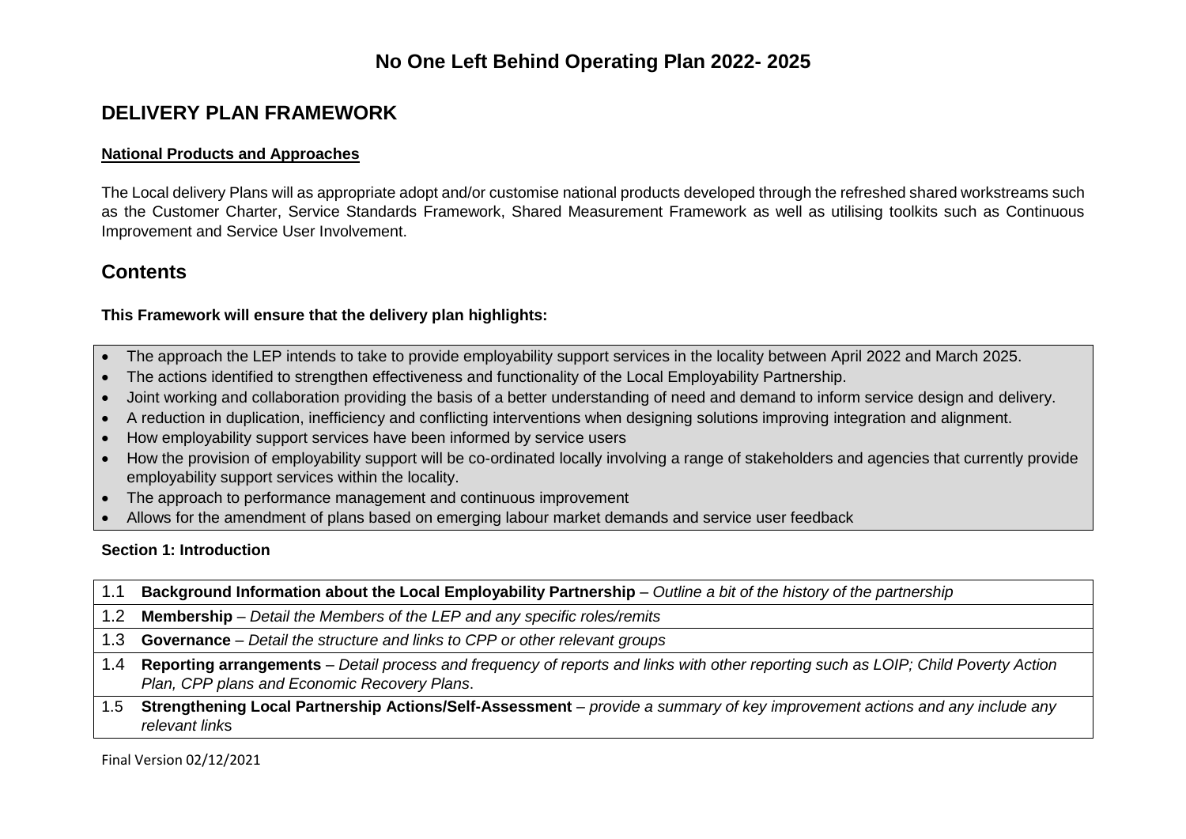# No One Left Behind Operating Plan 2022- 2025

## DELIVERY PLAN FRAMEWORK

**National Products and Approaches**

The Local delivery Plans will as appropriate adopt and/or customise national products developed through the refreshed shared workstreams such as the Customer Charter, Service Standards Framework, Shared Measurement Framework as well as utilising toolkits such as Continuous Improvement and Service User Involvement.

## Contents

**This Framework will ensure that the delivery plan highlights:**

- The approach the LEP intends to take to provide employability support services in the locality between April 2022 and March 2025.
- The actions identified to strengthen effectiveness and functionality of the Local Employability Partnership.
- Joint working and collaboration providing the basis of a better understanding of need and demand to inform service design and delivery.
- A reduction in duplication, inefficiency and conflicting interventions when designing solutions improving integration and alignment.
- How employability support services have been informed by service users
- How the provision of employability support will be co-ordinated locally involving a range of stakeholders and agencies that currently provide employability support services within the locality.
- The approach to performance management and continuous improvement
- Allows for the amendment of plans based on emerging labour market demands and service user feedback

**Section 1: Introduction**

| | |
|---|---|
| 1.1 | **Background Information about the Local Employability Partnership** – *Outline a bit of the history of the partnership* |
| 1.2 | **Membership** – *Detail the Members of the LEP and any specific roles/remits* |
| 1.3 | **Governance** – *Detail the structure and links to CPP or other relevant groups* |
| 1.4 | **Reporting arrangements** – *Detail process and frequency of reports and links with other reporting such as LOIP; Child Poverty Action Plan, CPP plans and Economic Recovery Plans*. |
| 1.5 | **Strengthening Local Partnership Actions/Self-Assessment** – *provide a summary of key improvement actions and any include any relevant links* |

Final Version 02/12/2021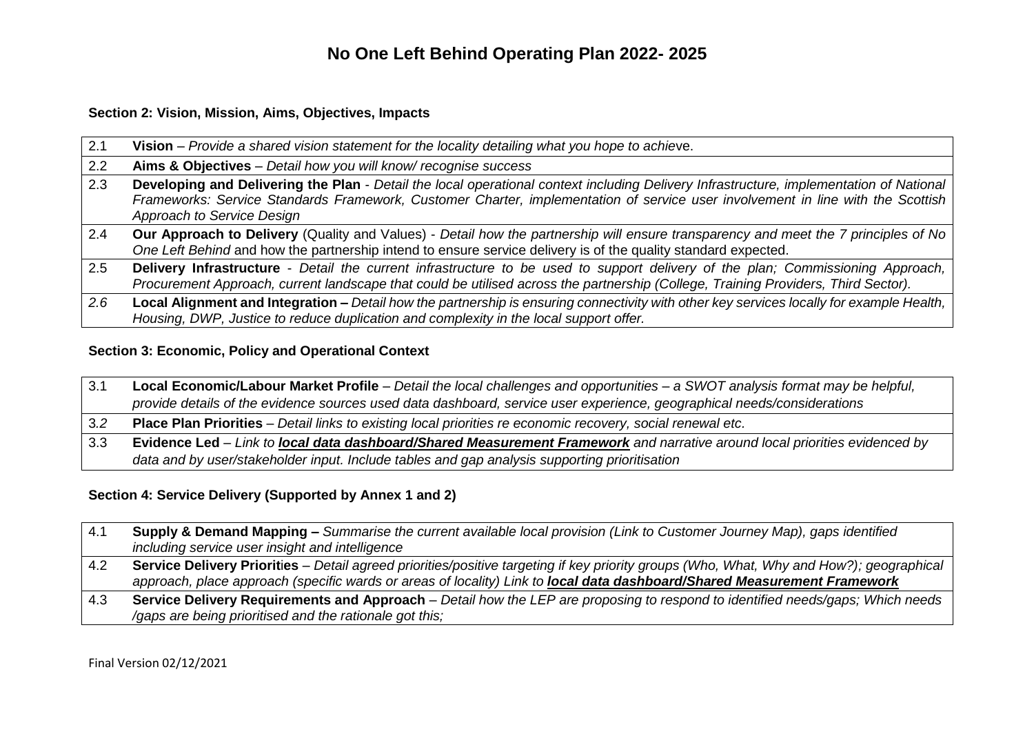# No One Left Behind Operating Plan 2022- 2025

**Section 2: Vision, Mission, Aims, Objectives, Impacts**

| | |
|---|---|
| 2.1 | **Vision** – *Provide a shared vision statement for the locality detailing what you hope to achieve.* |
| 2.2 | **Aims & Objectives** – *Detail how you will know/ recognise success* |
| 2.3 | **Developing and Delivering the Plan** - *Detail the local operational context including Delivery Infrastructure, implementation of National Frameworks: Service Standards Framework, Customer Charter, implementation of service user involvement in line with the Scottish Approach to Service Design* |
| 2.4 | **Our Approach to Delivery** (Quality and Values) - *Detail how the partnership will ensure transparency and meet the 7 principles of No One Left Behind* and how the partnership intend to ensure service delivery is of the quality standard expected. |
| 2.5 | **Delivery Infrastructure** - *Detail the current infrastructure to be used to support delivery of the plan; Commissioning Approach, Procurement Approach, current landscape that could be utilised across the partnership (College, Training Providers, Third Sector).* |
| *2.6* | **Local Alignment and Integration –** *Detail how the partnership is ensuring connectivity with other key services locally for example Health, Housing, DWP, Justice to reduce duplication and complexity in the local support offer.* |

**Section 3: Economic, Policy and Operational Context**

| | |
|---|---|
| 3.1 | **Local Economic/Labour Market Profile** – *Detail the local challenges and opportunities – a SWOT analysis format may be helpful, provide details of the evidence sources used data dashboard, service user experience, geographical needs/considerations* |
| 3.*2* | **Place Plan Priorities** – *Detail links to existing local priorities re economic recovery, social renewal etc.* |
| 3.3 | **Evidence Led** – *Link to **local data dashboard/Shared Measurement Framework** and narrative around local priorities evidenced by data and by user/stakeholder input. Include tables and gap analysis supporting prioritisation* |

**Section 4: Service Delivery (Supported by Annex 1 and 2)**

| | |
|---|---|
| 4.1 | **Supply & Demand Mapping –** *Summarise the current available local provision (Link to Customer Journey Map), gaps identified including service user insight and intelligence* |
| 4.2 | **Service Delivery Priorities** – *Detail agreed priorities/positive targeting if key priority groups (Who, What, Why and How?); geographical approach, place approach (specific wards or areas of locality) Link to **local data dashboard/Shared Measurement Framework*** |
| 4.3 | **Service Delivery Requirements and Approach** – *Detail how the LEP are proposing to respond to identified needs/gaps; Which needs /gaps are being prioritised and the rationale got this;* |

Final Version 02/12/2021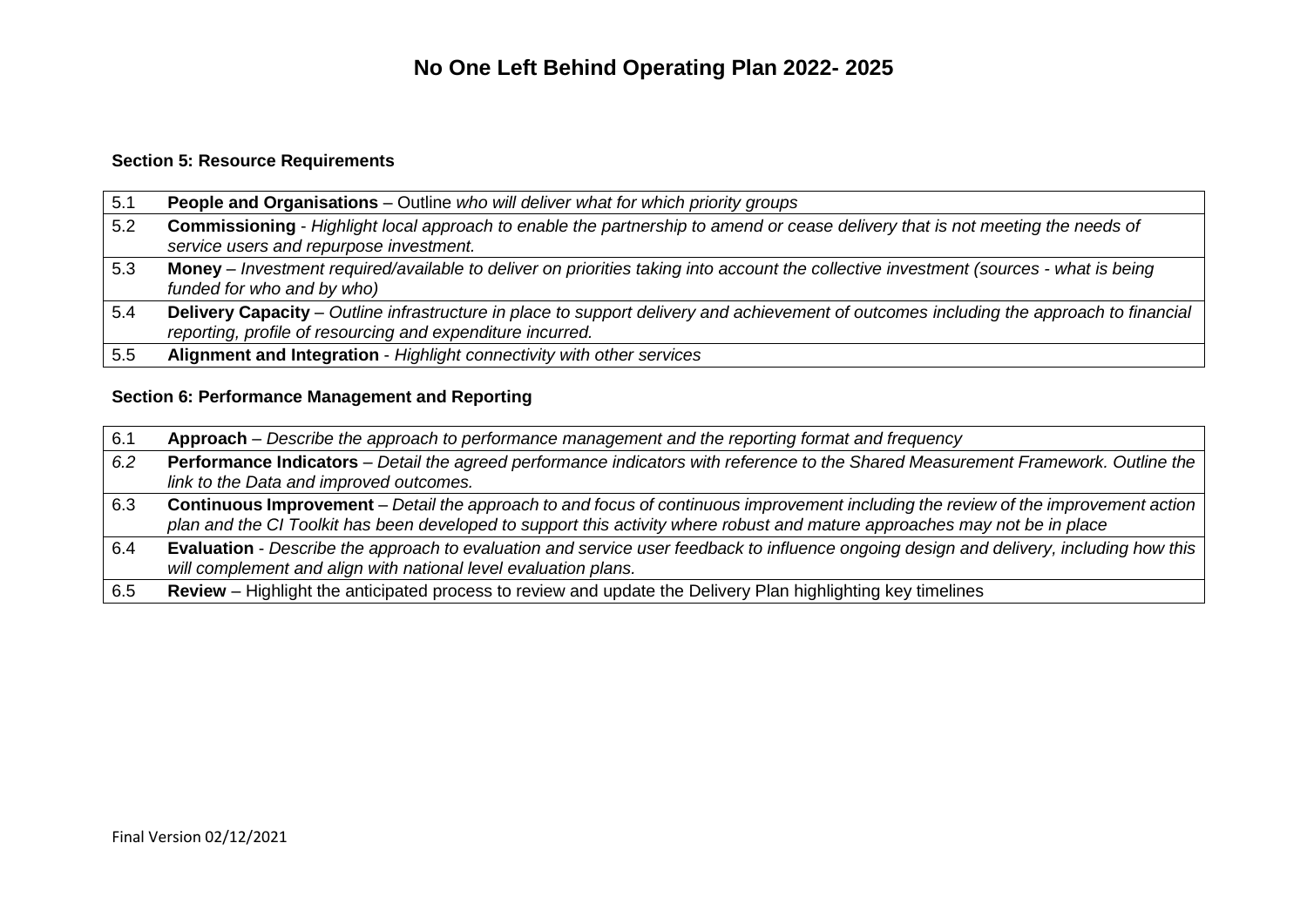# No One Left Behind Operating Plan 2022- 2025

**Section 5: Resource Requirements**

| | |
|---|---|
| 5.1 | **People and Organisations** – Outline *who will deliver what for which priority groups* |
| 5.2 | **Commissioning** - *Highlight local approach to enable the partnership to amend or cease delivery that is not meeting the needs of service users and repurpose investment.* |
| 5.3 | **Money** – *Investment required/available to deliver on priorities taking into account the collective investment (sources - what is being funded for who and by who)* |
| 5.4 | **Delivery Capacity** – *Outline infrastructure in place to support delivery and achievement of outcomes including the approach to financial reporting, profile of resourcing and expenditure incurred.* |
| 5.5 | **Alignment and Integration** - *Highlight connectivity with other services* |

**Section 6: Performance Management and Reporting**

| | |
|---|---|
| 6.1 | **Approach** – *Describe the approach to performance management and the reporting format and frequency* |
| *6.2* | **Performance Indicators** – *Detail the agreed performance indicators with reference to the Shared Measurement Framework. Outline the link to the Data and improved outcomes.* |
| 6.3 | **Continuous Improvement** – *Detail the approach to and focus of continuous improvement including the review of the improvement action plan and the CI Toolkit has been developed to support this activity where robust and mature approaches may not be in place* |
| 6.4 | **Evaluation** - *Describe the approach to evaluation and service user feedback to influence ongoing design and delivery, including how this will complement and align with national level evaluation plans.* |
| 6.5 | **Review** – Highlight the anticipated process to review and update the Delivery Plan highlighting key timelines |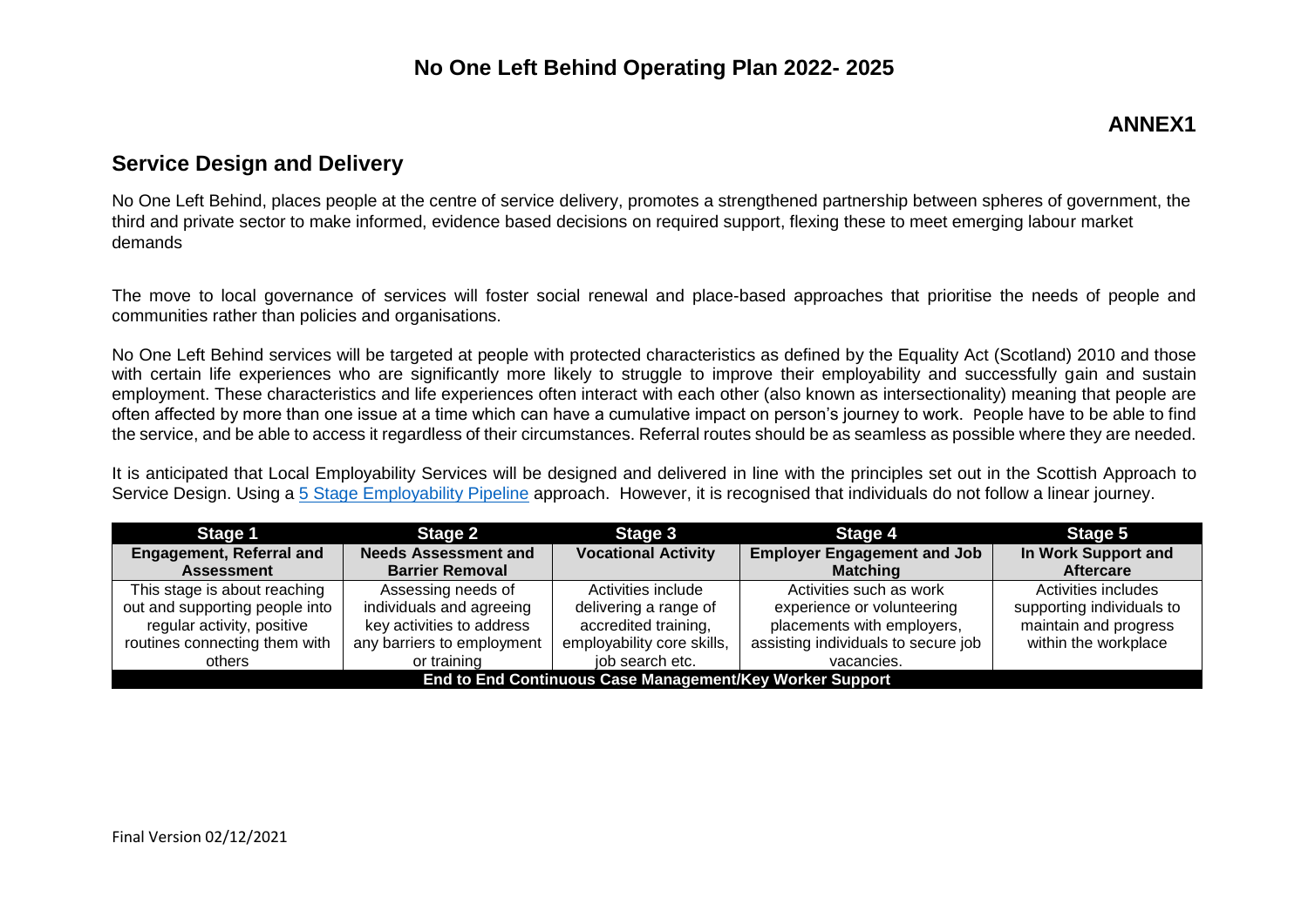# No One Left Behind Operating Plan 2022- 2025

**ANNEX1**

## Service Design and Delivery

No One Left Behind, places people at the centre of service delivery, promotes a strengthened partnership between spheres of government, the third and private sector to make informed, evidence based decisions on required support, flexing these to meet emerging labour market demands

The move to local governance of services will foster social renewal and place-based approaches that prioritise the needs of people and communities rather than policies and organisations.

No One Left Behind services will be targeted at people with protected characteristics as defined by the Equality Act (Scotland) 2010 and those with certain life experiences who are significantly more likely to struggle to improve their employability and successfully gain and sustain employment. These characteristics and life experiences often interact with each other (also known as intersectionality) meaning that people are often affected by more than one issue at a time which can have a cumulative impact on person's journey to work. People have to be able to find the service, and be able to access it regardless of their circumstances. Referral routes should be as seamless as possible where they are needed.

It is anticipated that Local Employability Services will be designed and delivered in line with the principles set out in the Scottish Approach to Service Design. Using a 5 Stage Employability Pipeline approach. However, it is recognised that individuals do not follow a linear journey.

| Stage 1 | Stage 2 | Stage 3 | Stage 4 | Stage 5 |
|---|---|---|---|---|
| **Engagement, Referral and Assessment** | **Needs Assessment and Barrier Removal** | **Vocational Activity** | **Employer Engagement and Job Matching** | **In Work Support and Aftercare** |
| This stage is about reaching out and supporting people into regular activity, positive routines connecting them with others | Assessing needs of individuals and agreeing key activities to address any barriers to employment or training | Activities include delivering a range of accredited training, employability core skills, job search etc. | Activities such as work experience or volunteering placements with employers, assisting individuals to secure job vacancies. | Activities includes supporting individuals to maintain and progress within the workplace |
| **End to End Continuous Case Management/Key Worker Support** | | | | |

Final Version 02/12/2021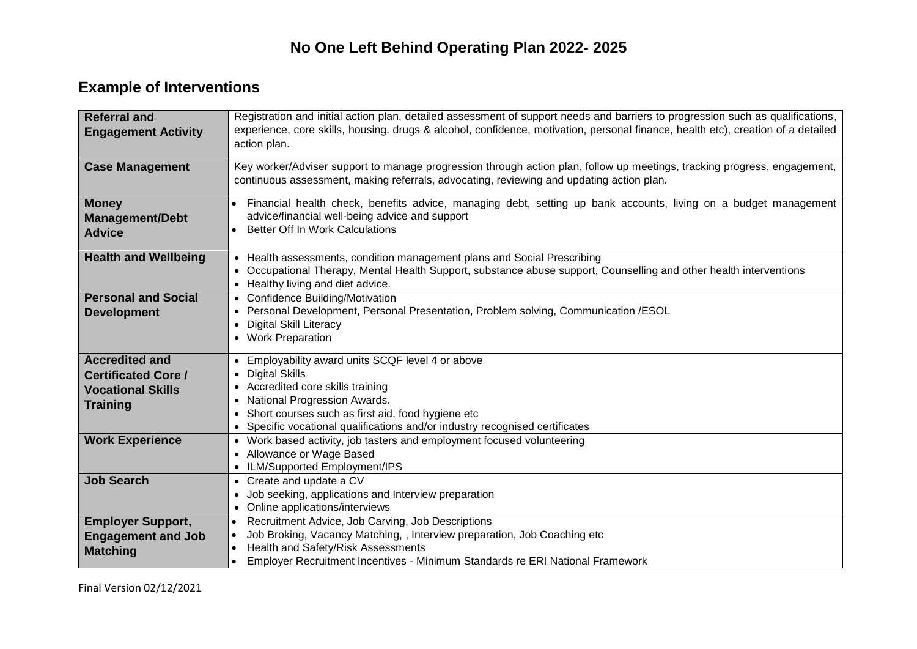# No One Left Behind Operating Plan 2022- 2025

## Example of Interventions

| | |
|---|---|
| **Referral and Engagement Activity** | Registration and initial action plan, detailed assessment of support needs and barriers to progression such as qualifications, experience, core skills, housing, drugs & alcohol, confidence, motivation, personal finance, health etc), creation of a detailed action plan. |
| **Case Management** | Key worker/Adviser support to manage progression through action plan, follow up meetings, tracking progress, engagement, continuous assessment, making referrals, advocating, reviewing and updating action plan. |
| **Money Management/Debt Advice** | • Financial health check, benefits advice, managing debt, setting up bank accounts, living on a budget management advice/financial well-being advice and support<br>• Better Off In Work Calculations |
| **Health and Wellbeing** | • Health assessments, condition management plans and Social Prescribing<br>• Occupational Therapy, Mental Health Support, substance abuse support, Counselling and other health interventions<br>• Healthy living and diet advice. |
| **Personal and Social Development** | • Confidence Building/Motivation<br>• Personal Development, Personal Presentation, Problem solving, Communication /ESOL<br>• Digital Skill Literacy<br>• Work Preparation |
| **Accredited and Certificated Core / Vocational Skills Training** | • Employability award units SCQF level 4 or above<br>• Digital Skills<br>• Accredited core skills training<br>• National Progression Awards.<br>• Short courses such as first aid, food hygiene etc<br>• Specific vocational qualifications and/or industry recognised certificates |
| **Work Experience** | • Work based activity, job tasters and employment focused volunteering<br>• Allowance or Wage Based<br>• ILM/Supported Employment/IPS |
| **Job Search** | • Create and update a CV<br>• Job seeking, applications and Interview preparation<br>• Online applications/interviews |
| **Employer Support, Engagement and Job Matching** | • Recruitment Advice, Job Carving, Job Descriptions<br>• Job Broking, Vacancy Matching, , Interview preparation, Job Coaching etc<br>• Health and Safety/Risk Assessments<br>• Employer Recruitment Incentives - Minimum Standards re ERI National Framework |

Final Version 02/12/2021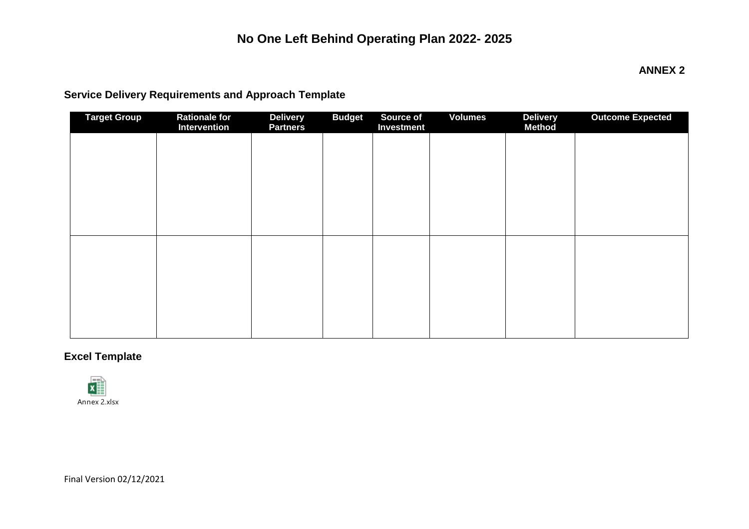# No One Left Behind Operating Plan 2022- 2025

**ANNEX 2**

## Service Delivery Requirements and Approach Template

| Target Group | Rationale for Intervention | Delivery Partners | Budget | Source of Investment | Volumes | Delivery Method | Outcome Expected |
|---|---|---|---|---|---|---|---|
| | | | | | | | |
| | | | | | | | |

## Excel Template

Annex 2.xlsx

Final Version 02/12/2021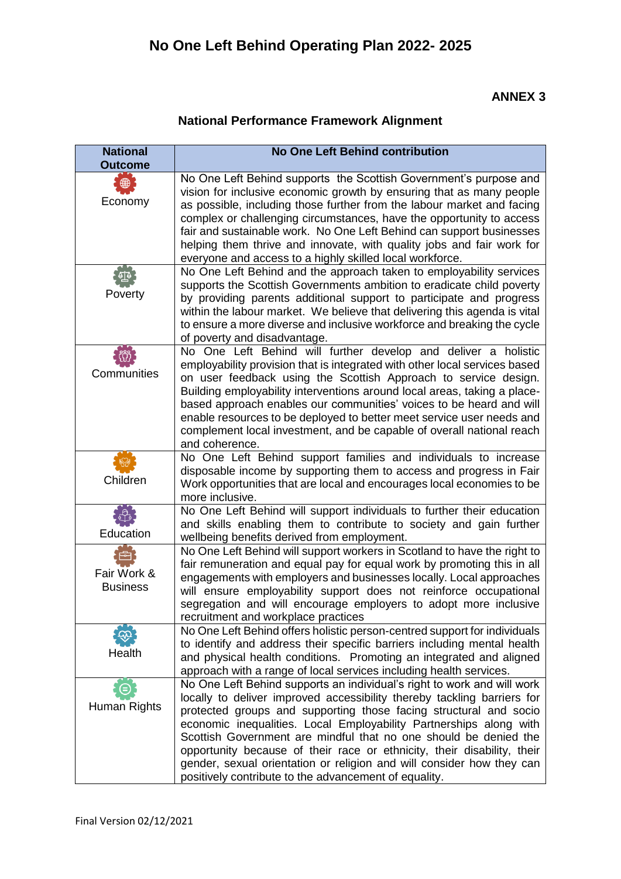# No One Left Behind Operating Plan 2022- 2025

**ANNEX 3**

## National Performance Framework Alignment

| National Outcome | No One Left Behind contribution |
|---|---|
| Economy | No One Left Behind supports the Scottish Government's purpose and vision for inclusive economic growth by ensuring that as many people as possible, including those further from the labour market and facing complex or challenging circumstances, have the opportunity to access fair and sustainable work. No One Left Behind can support businesses helping them thrive and innovate, with quality jobs and fair work for everyone and access to a highly skilled local workforce. |
| Poverty | No One Left Behind and the approach taken to employability services supports the Scottish Governments ambition to eradicate child poverty by providing parents additional support to participate and progress within the labour market. We believe that delivering this agenda is vital to ensure a more diverse and inclusive workforce and breaking the cycle of poverty and disadvantage. |
| Communities | No One Left Behind will further develop and deliver a holistic employability provision that is integrated with other local services based on user feedback using the Scottish Approach to service design. Building employability interventions around local areas, taking a place-based approach enables our communities' voices to be heard and will enable resources to be deployed to better meet service user needs and complement local investment, and be capable of overall national reach and coherence. |
| Children | No One Left Behind support families and individuals to increase disposable income by supporting them to access and progress in Fair Work opportunities that are local and encourages local economies to be more inclusive. |
| Education | No One Left Behind will support individuals to further their education and skills enabling them to contribute to society and gain further wellbeing benefits derived from employment. |
| Fair Work & Business | No One Left Behind will support workers in Scotland to have the right to fair remuneration and equal pay for equal work by promoting this in all engagements with employers and businesses locally. Local approaches will ensure employability support does not reinforce occupational segregation and will encourage employers to adopt more inclusive recruitment and workplace practices |
| Health | No One Left Behind offers holistic person-centred support for individuals to identify and address their specific barriers including mental health and physical health conditions. Promoting an integrated and aligned approach with a range of local services including health services. |
| Human Rights | No One Left Behind supports an individual's right to work and will work locally to deliver improved accessibility thereby tackling barriers for protected groups and supporting those facing structural and socio economic inequalities. Local Employability Partnerships along with Scottish Government are mindful that no one should be denied the opportunity because of their race or ethnicity, their disability, their gender, sexual orientation or religion and will consider how they can positively contribute to the advancement of equality. |

Final Version 02/12/2021